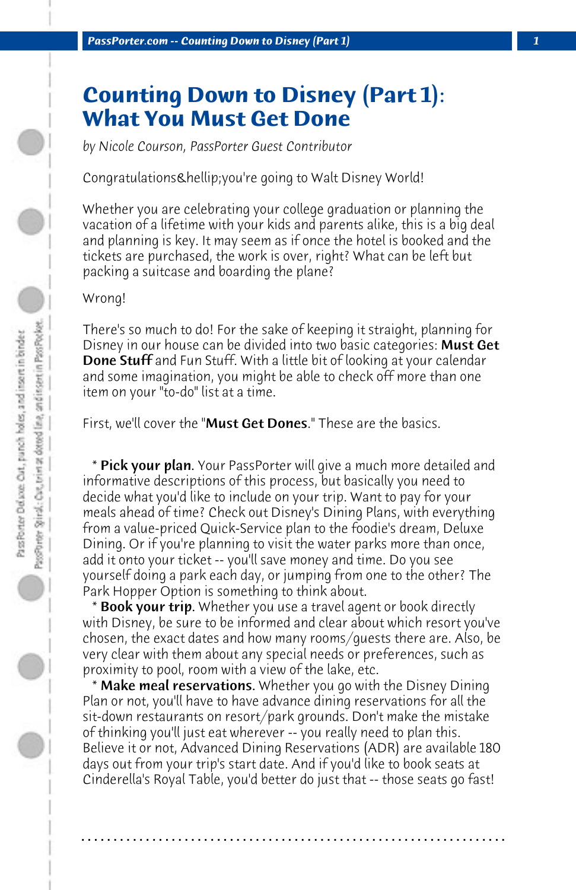# Counting Down to Disney (Part 1): What You Must Get Done

*by Nicole Courson, PassPorter Guest Contributor*

Congratulations&hellip;you're going to Walt Disney World!

Whether you are celebrating your college graduation or planning the vacation of a lifetime with your kids and parents alike, this is a big deal and planning is key. It may seem as if once the hotel is booked and the tickets are purchased, the work is over, right? What can be left but packing a suitcase and boarding the plane?

Wrong!

There's so much to do! For the sake of keeping it straight, planning for Disney in our house can be divided into two basic categories: **Must Get Done Stuff** and Fun Stuff. With a little bit of looking at your calendar and some imagination, you might be able to check off more than one item on your "to-do" list at a time.

First, we'll cover the "**Must Get Dones**." These are the basics.

* **Pick your plan**. Your PassPorter will give a much more detailed and informative descriptions of this process, but basically you need to decide what you'd like to include on your trip. Want to pay for your meals ahead of time? Check out Disney's Dining Plans, with everything from a value-priced Quick-Service plan to the foodie's dream, Deluxe Dining. Or if you're planning to visit the water parks more than once, add it onto your ticket -- you'll save money and time. Do you see yourself doing a park each day, or jumping from one to the other? The Park Hopper Option is something to think about.
* **Book your trip**. Whether you use a travel agent or book directly with Disney, be sure to be informed and clear about which resort you've chosen, the exact dates and how many rooms/guests there are. Also, be very clear with them about any special needs or preferences, such as proximity to pool, room with a view of the lake, etc.
* **Make meal reservations**. Whether you go with the Disney Dining Plan or not, you'll have to have advance dining reservations for all the sit-down restaurants on resort/park grounds. Don't make the mistake of thinking you'll just eat wherever -- you really need to plan this. Believe it or not, Advanced Dining Reservations (ADR) are available 180 days out from your trip's start date. And if you'd like to book seats at Cinderella's Royal Table, you'd better do just that -- those seats go fast!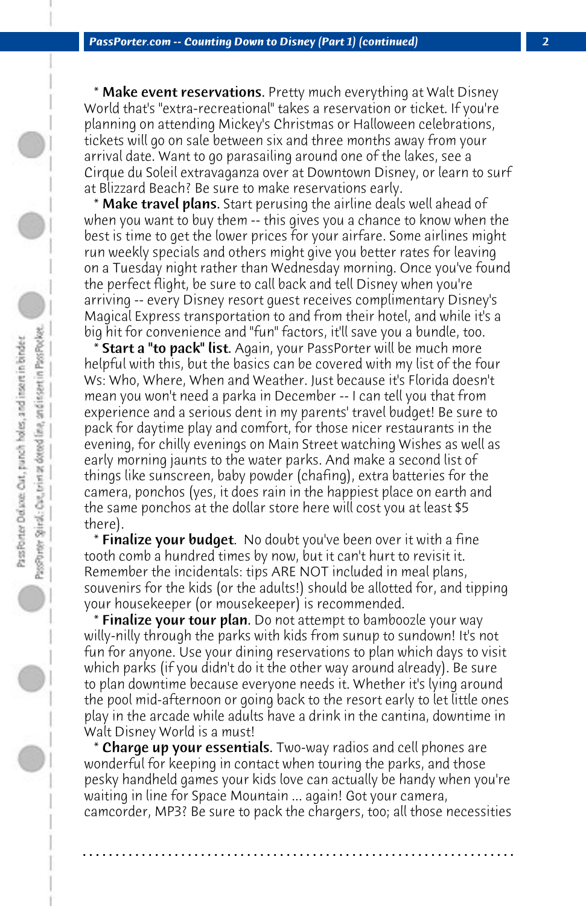* **Make event reservations**. Pretty much everything at Walt Disney World that's "extra-recreational" takes a reservation or ticket. If you're planning on attending Mickey's Christmas or Halloween celebrations, tickets will go on sale between six and three months away from your arrival date. Want to go parasailing around one of the lakes, see a Cirque du Soleil extravaganza over at Downtown Disney, or learn to surf at Blizzard Beach? Be sure to make reservations early.

* **Make travel plans**. Start perusing the airline deals well ahead of when you want to buy them -- this gives you a chance to know when the best is time to get the lower prices for your airfare. Some airlines might run weekly specials and others might give you better rates for leaving on a Tuesday night rather than Wednesday morning. Once you've found the perfect flight, be sure to call back and tell Disney when you're arriving -- every Disney resort guest receives complimentary Disney's Magical Express transportation to and from their hotel, and while it's a big hit for convenience and "fun" factors, it'll save you a bundle, too.

* **Start a "to pack" list**. Again, your PassPorter will be much more helpful with this, but the basics can be covered with my list of the four Ws: Who, Where, When and Weather. Just because it's Florida doesn't mean you won't need a parka in December -- I can tell you that from experience and a serious dent in my parents' travel budget! Be sure to pack for daytime play and comfort, for those nicer restaurants in the evening, for chilly evenings on Main Street watching Wishes as well as early morning jaunts to the water parks. And make a second list of things like sunscreen, baby powder (chafing), extra batteries for the camera, ponchos (yes, it does rain in the happiest place on earth and the same ponchos at the dollar store here will cost you at least $5 there).

* **Finalize your budget**. No doubt you've been over it with a fine tooth comb a hundred times by now, but it can't hurt to revisit it. Remember the incidentals: tips ARE NOT included in meal plans, souvenirs for the kids (or the adults!) should be allotted for, and tipping your housekeeper (or mousekeeper) is recommended.

* **Finalize your tour plan**. Do not attempt to bamboozle your way willy-nilly through the parks with kids from sunup to sundown! It's not fun for anyone. Use your dining reservations to plan which days to visit which parks (if you didn't do it the other way around already). Be sure to plan downtime because everyone needs it. Whether it's lying around the pool mid-afternoon or going back to the resort early to let little ones play in the arcade while adults have a drink in the cantina, downtime in Walt Disney World is a must!

* **Charge up your essentials**. Two-way radios and cell phones are wonderful for keeping in contact when touring the parks, and those pesky handheld games your kids love can actually be handy when you're waiting in line for Space Mountain ... again! Got your camera, camcorder, MP3? Be sure to pack the chargers, too; all those necessities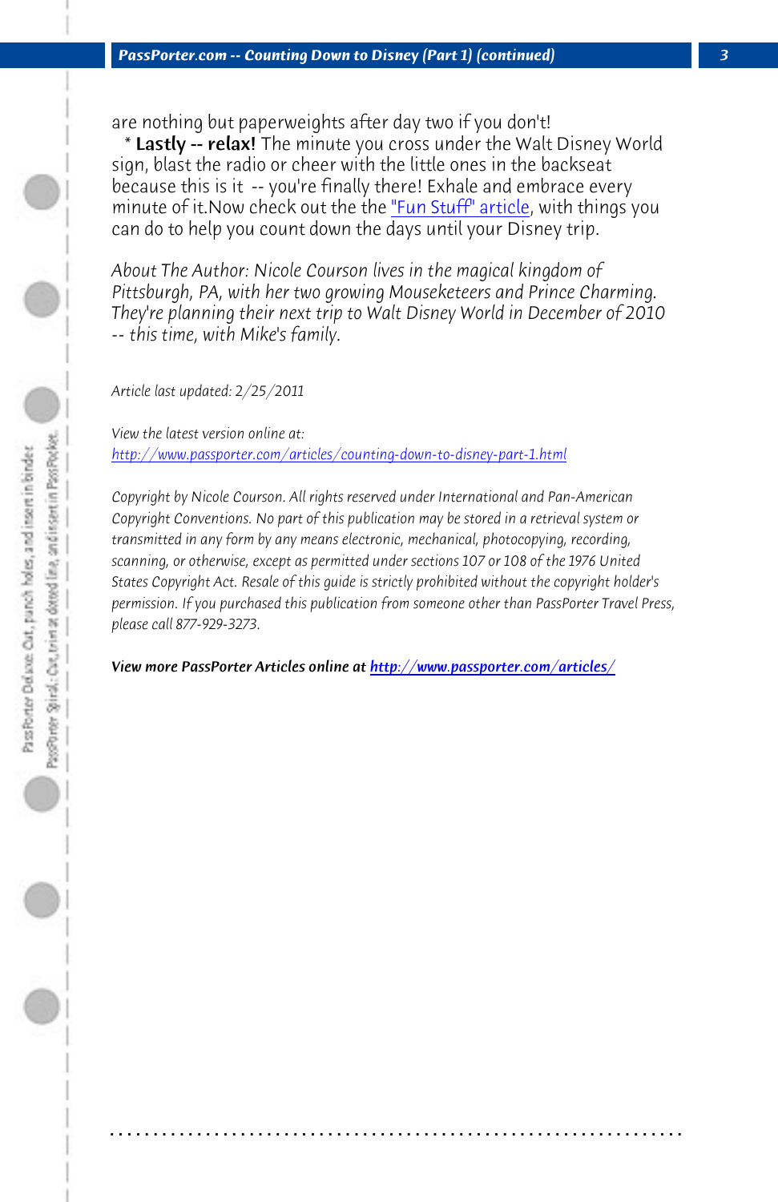are nothing but paperweights after day two if you don't!

* **Lastly -- relax!** The minute you cross under the Walt Disney World sign, blast the radio or cheer with the little ones in the backseat because this is it -- you're finally there! Exhale and embrace every minute of it.Now check out the the "Fun Stuff" article, with things you can do to help you count down the days until your Disney trip.

*About The Author: Nicole Courson lives in the magical kingdom of Pittsburgh, PA, with her two growing Mouseketeers and Prince Charming. They're planning their next trip to Walt Disney World in December of 2010 -- this time, with Mike's family.*

*Article last updated: 2/25/2011*

*View the latest version online at:*
*http://www.passporter.com/articles/counting-down-to-disney-part-1.html*

*Copyright by Nicole Courson. All rights reserved under International and Pan-American Copyright Conventions. No part of this publication may be stored in a retrieval system or transmitted in any form by any means electronic, mechanical, photocopying, recording, scanning, or otherwise, except as permitted under sections 107 or 108 of the 1976 United States Copyright Act. Resale of this guide is strictly prohibited without the copyright holder's permission. If you purchased this publication from someone other than PassPorter Travel Press, please call 877-929-3273.*

***View more PassPorter Articles online at http://www.passporter.com/articles/***